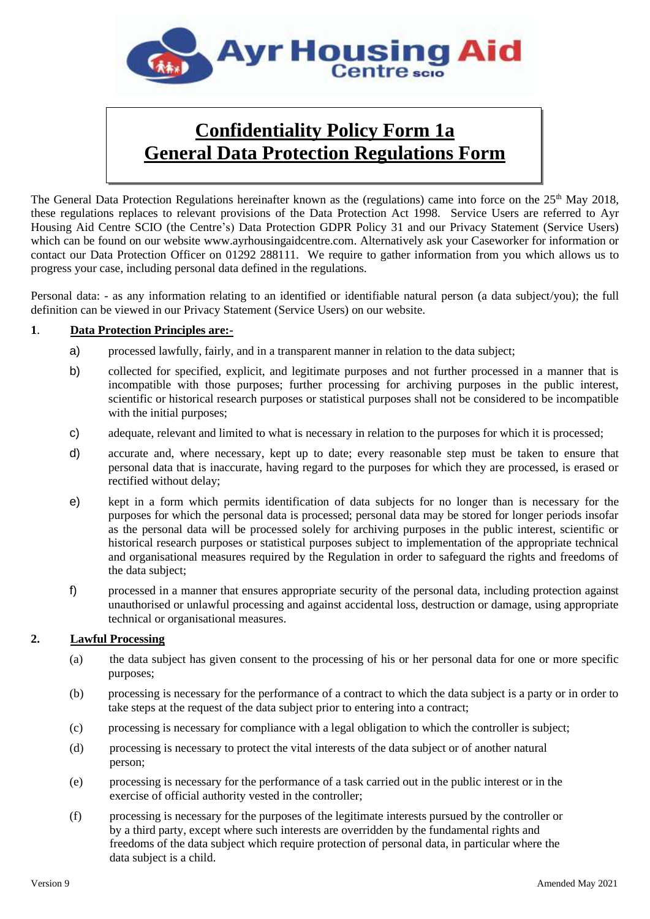# Confidentiality Policy Form 1a
# General Data Protection Regulations Form

The General Data Protection Regulations hereinafter known as the (regulations) came into force on the 25th May 2018, these regulations replaces to relevant provisions of the Data Protection Act 1998. Service Users are referred to Ayr Housing Aid Centre SCIO (the Centre's) Data Protection GDPR Policy 31 and our Privacy Statement (Service Users) which can be found on our website www.ayrhousingaidcentre.com. Alternatively ask your Caseworker for information or contact our Data Protection Officer on 01292 288111. We require to gather information from you which allows us to progress your case, including personal data defined in the regulations.

Personal data: - as any information relating to an identified or identifiable natural person (a data subject/you); the full definition can be viewed in our Privacy Statement (Service Users) on our website.

**1. Data Protection Principles are:-**

a) processed lawfully, fairly, and in a transparent manner in relation to the data subject;

b) collected for specified, explicit, and legitimate purposes and not further processed in a manner that is incompatible with those purposes; further processing for archiving purposes in the public interest, scientific or historical research purposes or statistical purposes shall not be considered to be incompatible with the initial purposes;

c) adequate, relevant and limited to what is necessary in relation to the purposes for which it is processed;

d) accurate and, where necessary, kept up to date; every reasonable step must be taken to ensure that personal data that is inaccurate, having regard to the purposes for which they are processed, is erased or rectified without delay;

e) kept in a form which permits identification of data subjects for no longer than is necessary for the purposes for which the personal data is processed; personal data may be stored for longer periods insofar as the personal data will be processed solely for archiving purposes in the public interest, scientific or historical research purposes or statistical purposes subject to implementation of the appropriate technical and organisational measures required by the Regulation in order to safeguard the rights and freedoms of the data subject;

f) processed in a manner that ensures appropriate security of the personal data, including protection against unauthorised or unlawful processing and against accidental loss, destruction or damage, using appropriate technical or organisational measures.

**2. Lawful Processing**

(a) the data subject has given consent to the processing of his or her personal data for one or more specific purposes;

(b) processing is necessary for the performance of a contract to which the data subject is a party or in order to take steps at the request of the data subject prior to entering into a contract;

(c) processing is necessary for compliance with a legal obligation to which the controller is subject;

(d) processing is necessary to protect the vital interests of the data subject or of another natural person;

(e) processing is necessary for the performance of a task carried out in the public interest or in the exercise of official authority vested in the controller;

(f) processing is necessary for the purposes of the legitimate interests pursued by the controller or by a third party, except where such interests are overridden by the fundamental rights and freedoms of the data subject which require protection of personal data, in particular where the data subject is a child.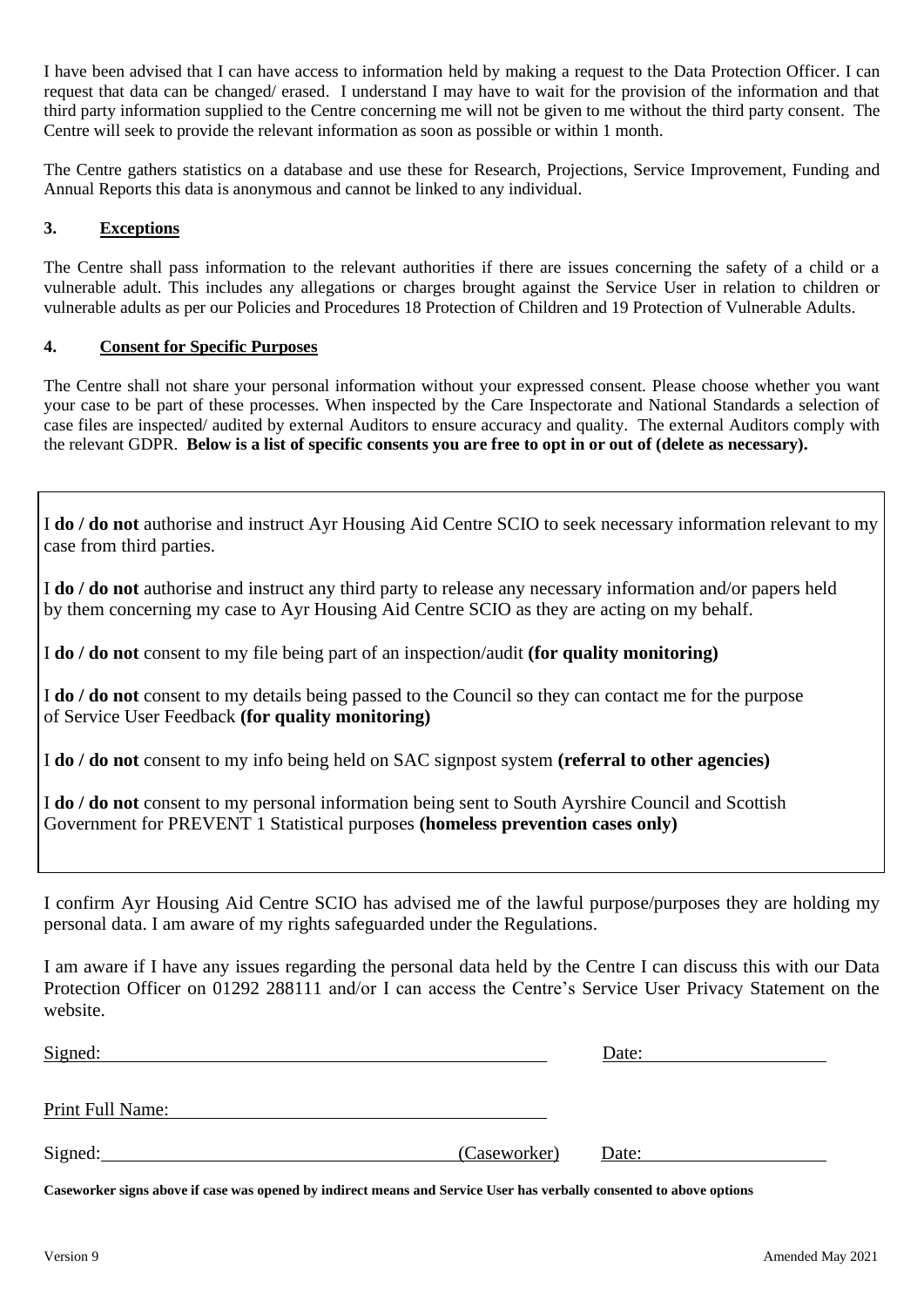I have been advised that I can have access to information held by making a request to the Data Protection Officer. I can request that data can be changed/ erased. I understand I may have to wait for the provision of the information and that third party information supplied to the Centre concerning me will not be given to me without the third party consent. The Centre will seek to provide the relevant information as soon as possible or within 1 month.

The Centre gathers statistics on a database and use these for Research, Projections, Service Improvement, Funding and Annual Reports this data is anonymous and cannot be linked to any individual.

### 3. Exceptions

The Centre shall pass information to the relevant authorities if there are issues concerning the safety of a child or a vulnerable adult. This includes any allegations or charges brought against the Service User in relation to children or vulnerable adults as per our Policies and Procedures 18 Protection of Children and 19 Protection of Vulnerable Adults.

### 4. Consent for Specific Purposes

The Centre shall not share your personal information without your expressed consent. Please choose whether you want your case to be part of these processes. When inspected by the Care Inspectorate and National Standards a selection of case files are inspected/ audited by external Auditors to ensure accuracy and quality. The external Auditors comply with the relevant GDPR. **Below is a list of specific consents you are free to opt in or out of (delete as necessary).**

I **do / do not** authorise and instruct Ayr Housing Aid Centre SCIO to seek necessary information relevant to my case from third parties.

I **do / do not** authorise and instruct any third party to release any necessary information and/or papers held by them concerning my case to Ayr Housing Aid Centre SCIO as they are acting on my behalf.

I **do / do not** consent to my file being part of an inspection/audit **(for quality monitoring)**

I **do / do not** consent to my details being passed to the Council so they can contact me for the purpose of Service User Feedback **(for quality monitoring)**

I **do / do not** consent to my info being held on SAC signpost system **(referral to other agencies)**

I **do / do not** consent to my personal information being sent to South Ayrshire Council and Scottish Government for PREVENT 1 Statistical purposes **(homeless prevention cases only)**

I confirm Ayr Housing Aid Centre SCIO has advised me of the lawful purpose/purposes they are holding my personal data. I am aware of my rights safeguarded under the Regulations.

I am aware if I have any issues regarding the personal data held by the Centre I can discuss this with our Data Protection Officer on 01292 288111 and/or I can access the Centre's Service User Privacy Statement on the website.

Signed: ______________________________ Date: ______________

Print Full Name: ______________________________

Signed: ______________________________ (Caseworker) Date: ______________

**Caseworker signs above if case was opened by indirect means and Service User has verbally consented to above options**

Version 9 Amended May 2021